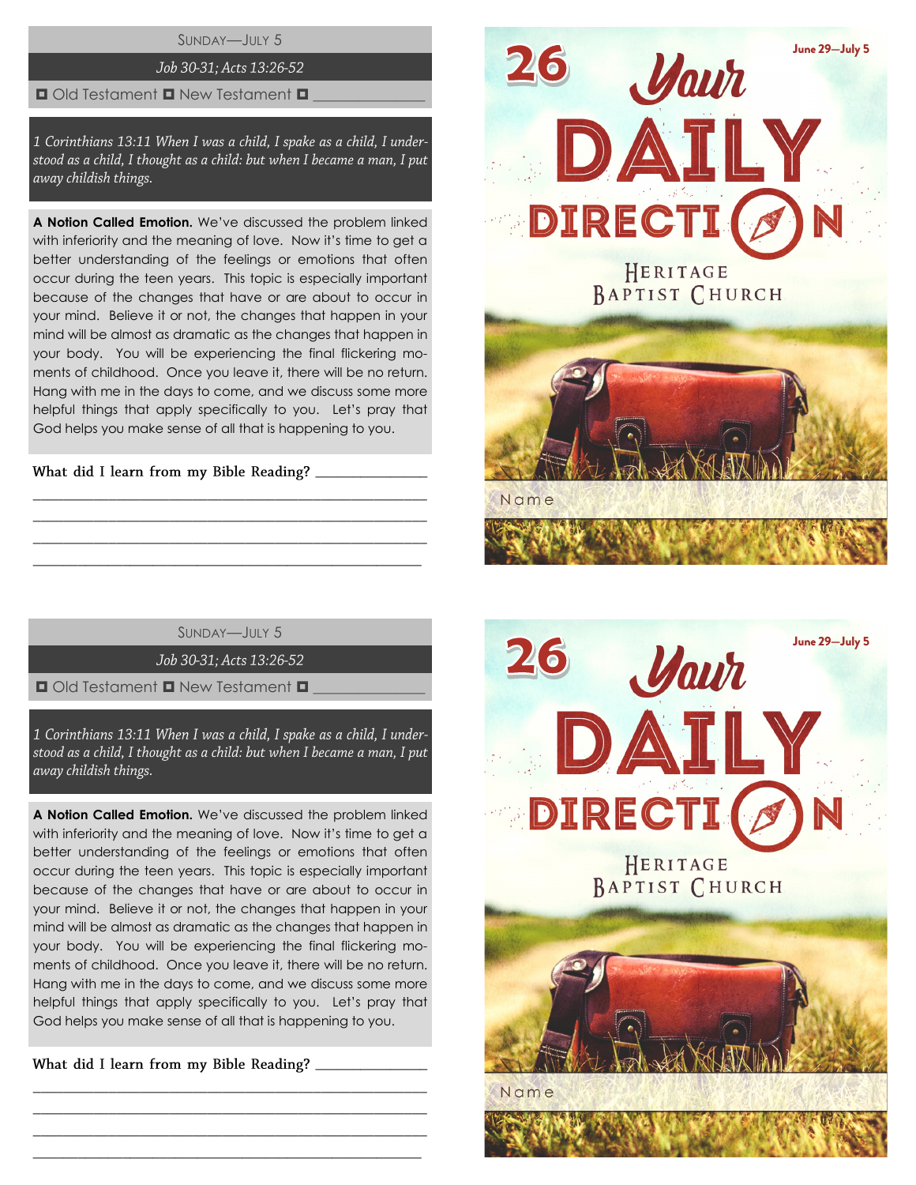Sunday—July 5

*Job 30-31; Acts 13:26-52*

☐ Old Testament ☐ New Testament ☐ _______________

*1 Corinthians 13:11 When I was a child, I spake as a child, I understood as a child, I thought as a child: but when I became a man, I put away childish things.*

**A Notion Called Emotion.** We've discussed the problem linked with inferiority and the meaning of love. Now it's time to get a better understanding of the feelings or emotions that often occur during the teen years. This topic is especially important because of the changes that have or are about to occur in your mind. Believe it or not, the changes that happen in your mind will be almost as dramatic as the changes that happen in your body. You will be experiencing the final flickering moments of childhood. Once you leave it, there will be no return. Hang with me in the days to come, and we discuss some more helpful things that apply specifically to you. Let's pray that God helps you make sense of all that is happening to you.

What did I learn from my Bible Reading? _______________

_______________________________________________

_______________________________________________

_______________________________________________

_______________________________________________

**26** June 29—July 5

# Your DAILY DIRECTION

Heritage Baptist Church

Name

Sunday—July 5

*Job 30-31; Acts 13:26-52*

☐ Old Testament ☐ New Testament ☐ _______________

*1 Corinthians 13:11 When I was a child, I spake as a child, I understood as a child, I thought as a child: but when I became a man, I put away childish things.*

**A Notion Called Emotion.** We've discussed the problem linked with inferiority and the meaning of love. Now it's time to get a better understanding of the feelings or emotions that often occur during the teen years. This topic is especially important because of the changes that have or are about to occur in your mind. Believe it or not, the changes that happen in your mind will be almost as dramatic as the changes that happen in your body. You will be experiencing the final flickering moments of childhood. Once you leave it, there will be no return. Hang with me in the days to come, and we discuss some more helpful things that apply specifically to you. Let's pray that God helps you make sense of all that is happening to you.

What did I learn from my Bible Reading? _______________

_______________________________________________

_______________________________________________

_______________________________________________

_______________________________________________

**26** June 29—July 5

# Your DAILY DIRECTION

Heritage Baptist Church

Name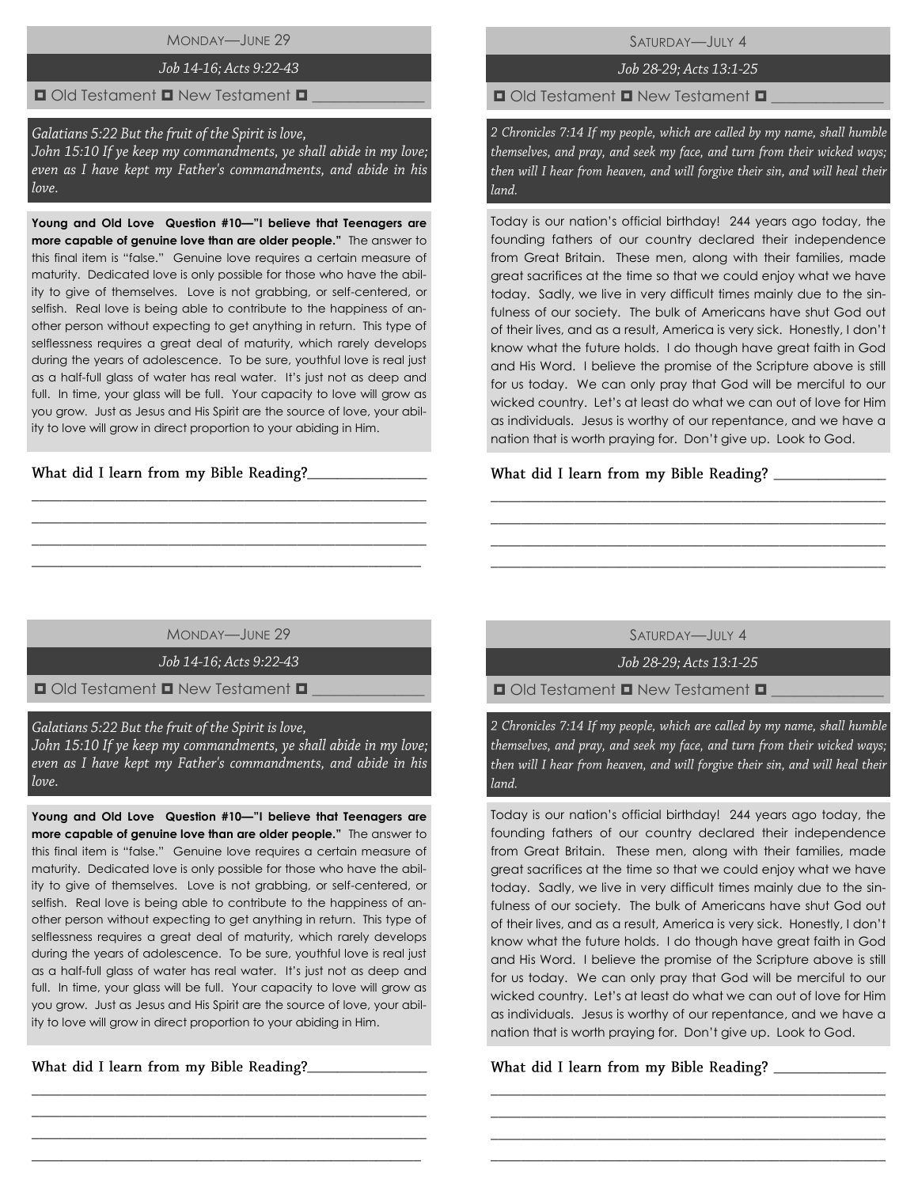## MONDAY—JUNE 29

*Job 14-16; Acts 9:22-43*

◘ Old Testament ◘ New Testament ◘ _______________

*Galatians 5:22 But the fruit of the Spirit is love,*
*John 15:10 If ye keep my commandments, ye shall abide in my love; even as I have kept my Father's commandments, and abide in his love.*

**Young and Old Love Question #10—"I believe that Teenagers are more capable of genuine love than are older people."** The answer to this final item is "false." Genuine love requires a certain measure of maturity. Dedicated love is only possible for those who have the ability to give of themselves. Love is not grabbing, or self-centered, or selfish. Real love is being able to contribute to the happiness of another person without expecting to get anything in return. This type of selflessness requires a great deal of maturity, which rarely develops during the years of adolescence. To be sure, youthful love is real just as a half-full glass of water has real water. It's just not as deep and full. In time, your glass will be full. Your capacity to love will grow as you grow. Just as Jesus and His Spirit are the source of love, your ability to love will grow in direct proportion to your abiding in Him.

What did I learn from my Bible Reading?_______________

_______________________________________________

_______________________________________________

_______________________________________________

_______________________________________________

## SATURDAY—JULY 4

*Job 28-29; Acts 13:1-25*

◘ Old Testament ◘ New Testament ◘ _______________

*2 Chronicles 7:14 If my people, which are called by my name, shall humble themselves, and pray, and seek my face, and turn from their wicked ways; then will I hear from heaven, and will forgive their sin, and will heal their land.*

Today is our nation's official birthday! 244 years ago today, the founding fathers of our country declared their independence from Great Britain. These men, along with their families, made great sacrifices at the time so that we could enjoy what we have today. Sadly, we live in very difficult times mainly due to the sinfulness of our society. The bulk of Americans have shut God out of their lives, and as a result, America is very sick. Honestly, I don't know what the future holds. I do though have great faith in God and His Word. I believe the promise of the Scripture above is still for us today. We can only pray that God will be merciful to our wicked country. Let's at least do what we can out of love for Him as individuals. Jesus is worthy of our repentance, and we have a nation that is worth praying for. Don't give up. Look to God.

What did I learn from my Bible Reading? _______________

_______________________________________________

_______________________________________________

_______________________________________________

_______________________________________________

## MONDAY—JUNE 29

*Job 14-16; Acts 9:22-43*

◘ Old Testament ◘ New Testament ◘ _______________

*Galatians 5:22 But the fruit of the Spirit is love,*
*John 15:10 If ye keep my commandments, ye shall abide in my love; even as I have kept my Father's commandments, and abide in his love.*

**Young and Old Love Question #10—"I believe that Teenagers are more capable of genuine love than are older people."** The answer to this final item is "false." Genuine love requires a certain measure of maturity. Dedicated love is only possible for those who have the ability to give of themselves. Love is not grabbing, or self-centered, or selfish. Real love is being able to contribute to the happiness of another person without expecting to get anything in return. This type of selflessness requires a great deal of maturity, which rarely develops during the years of adolescence. To be sure, youthful love is real just as a half-full glass of water has real water. It's just not as deep and full. In time, your glass will be full. Your capacity to love will grow as you grow. Just as Jesus and His Spirit are the source of love, your ability to love will grow in direct proportion to your abiding in Him.

What did I learn from my Bible Reading?_______________

_______________________________________________

_______________________________________________

_______________________________________________

_______________________________________________

## SATURDAY—JULY 4

*Job 28-29; Acts 13:1-25*

◘ Old Testament ◘ New Testament ◘ _______________

*2 Chronicles 7:14 If my people, which are called by my name, shall humble themselves, and pray, and seek my face, and turn from their wicked ways; then will I hear from heaven, and will forgive their sin, and will heal their land.*

Today is our nation's official birthday! 244 years ago today, the founding fathers of our country declared their independence from Great Britain. These men, along with their families, made great sacrifices at the time so that we could enjoy what we have today. Sadly, we live in very difficult times mainly due to the sinfulness of our society. The bulk of Americans have shut God out of their lives, and as a result, America is very sick. Honestly, I don't know what the future holds. I do though have great faith in God and His Word. I believe the promise of the Scripture above is still for us today. We can only pray that God will be merciful to our wicked country. Let's at least do what we can out of love for Him as individuals. Jesus is worthy of our repentance, and we have a nation that is worth praying for. Don't give up. Look to God.

What did I learn from my Bible Reading? _______________

_______________________________________________

_______________________________________________

_______________________________________________

_______________________________________________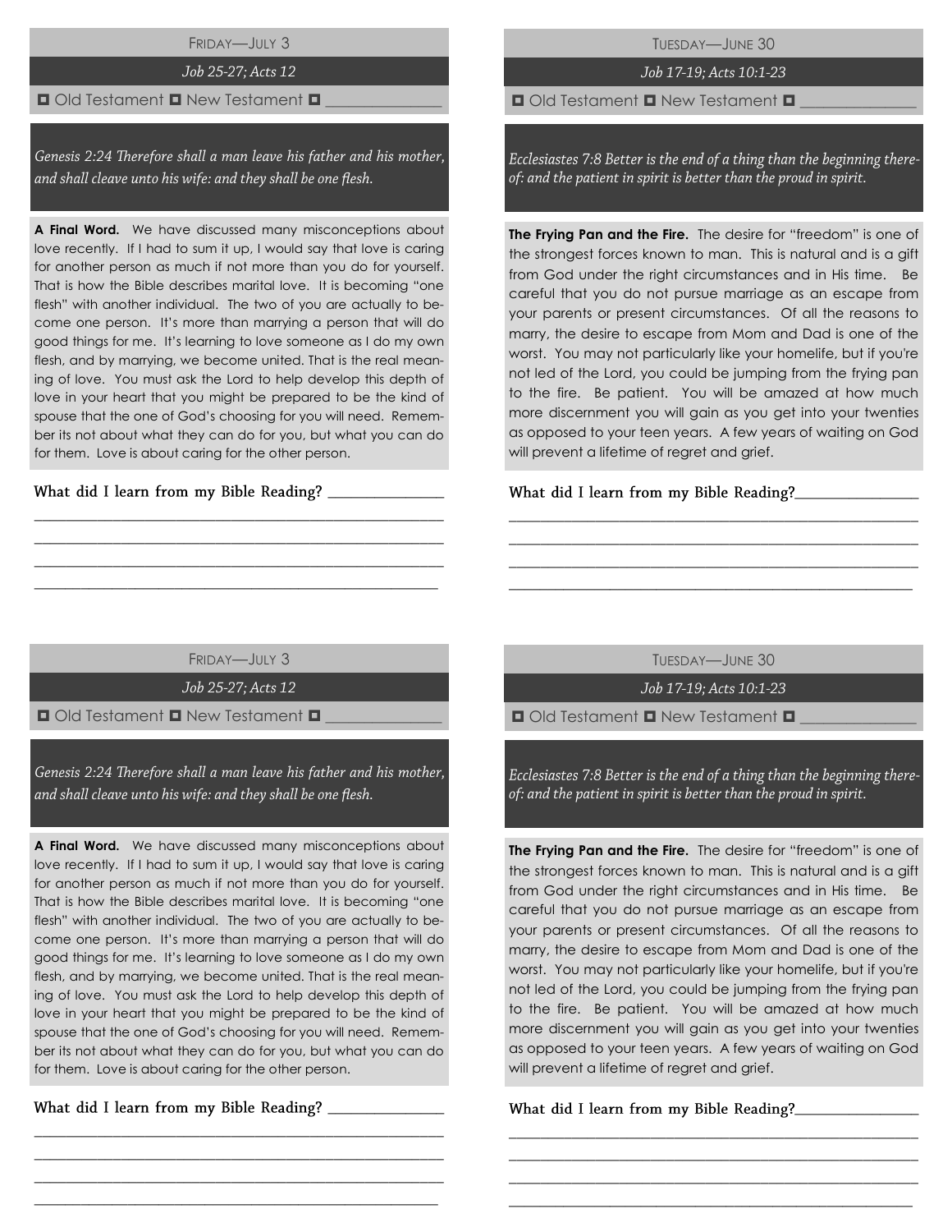## Friday—July 3

*Job 25-27; Acts 12*

◘ Old Testament ◘ New Testament ◘ _______________

*Genesis 2:24 Therefore shall a man leave his father and his mother, and shall cleave unto his wife: and they shall be one flesh.*

**A Final Word.** We have discussed many misconceptions about love recently. If I had to sum it up, I would say that love is caring for another person as much if not more than you do for yourself. That is how the Bible describes marital love. It is becoming "one flesh" with another individual. The two of you are actually to become one person. It's more than marrying a person that will do good things for me. It's learning to love someone as I do my own flesh, and by marrying, we become united. That is the real meaning of love. You must ask the Lord to help develop this depth of love in your heart that you might be prepared to be the kind of spouse that the one of God's choosing for you will need. Remember its not about what they can do for you, but what you can do for them. Love is about caring for the other person.

What did I learn from my Bible Reading? _______________

_______________________________________________________

_______________________________________________________

_______________________________________________________

_______________________________________________________

## Tuesday—June 30

*Job 17-19; Acts 10:1-23*

◘ Old Testament ◘ New Testament ◘ _______________

*Ecclesiastes 7:8 Better is the end of a thing than the beginning thereof: and the patient in spirit is better than the proud in spirit.*

**The Frying Pan and the Fire.** The desire for "freedom" is one of the strongest forces known to man. This is natural and is a gift from God under the right circumstances and in His time. Be careful that you do not pursue marriage as an escape from your parents or present circumstances. Of all the reasons to marry, the desire to escape from Mom and Dad is one of the worst. You may not particularly like your homelife, but if you're not led of the Lord, you could be jumping from the frying pan to the fire. Be patient. You will be amazed at how much more discernment you will gain as you get into your twenties as opposed to your teen years. A few years of waiting on God will prevent a lifetime of regret and grief.

What did I learn from my Bible Reading?_______________

_______________________________________________________

_______________________________________________________

_______________________________________________________

_______________________________________________________

## Friday—July 3

*Job 25-27; Acts 12*

◘ Old Testament ◘ New Testament ◘ _______________

*Genesis 2:24 Therefore shall a man leave his father and his mother, and shall cleave unto his wife: and they shall be one flesh.*

**A Final Word.** We have discussed many misconceptions about love recently. If I had to sum it up, I would say that love is caring for another person as much if not more than you do for yourself. That is how the Bible describes marital love. It is becoming "one flesh" with another individual. The two of you are actually to become one person. It's more than marrying a person that will do good things for me. It's learning to love someone as I do my own flesh, and by marrying, we become united. That is the real meaning of love. You must ask the Lord to help develop this depth of love in your heart that you might be prepared to be the kind of spouse that the one of God's choosing for you will need. Remember its not about what they can do for you, but what you can do for them. Love is about caring for the other person.

What did I learn from my Bible Reading? _______________

_______________________________________________________

_______________________________________________________

_______________________________________________________

_______________________________________________________

## Tuesday—June 30

*Job 17-19; Acts 10:1-23*

◘ Old Testament ◘ New Testament ◘ _______________

*Ecclesiastes 7:8 Better is the end of a thing than the beginning thereof: and the patient in spirit is better than the proud in spirit.*

**The Frying Pan and the Fire.** The desire for "freedom" is one of the strongest forces known to man. This is natural and is a gift from God under the right circumstances and in His time. Be careful that you do not pursue marriage as an escape from your parents or present circumstances. Of all the reasons to marry, the desire to escape from Mom and Dad is one of the worst. You may not particularly like your homelife, but if you're not led of the Lord, you could be jumping from the frying pan to the fire. Be patient. You will be amazed at how much more discernment you will gain as you get into your twenties as opposed to your teen years. A few years of waiting on God will prevent a lifetime of regret and grief.

What did I learn from my Bible Reading?_______________

_______________________________________________________

_______________________________________________________

_______________________________________________________

_______________________________________________________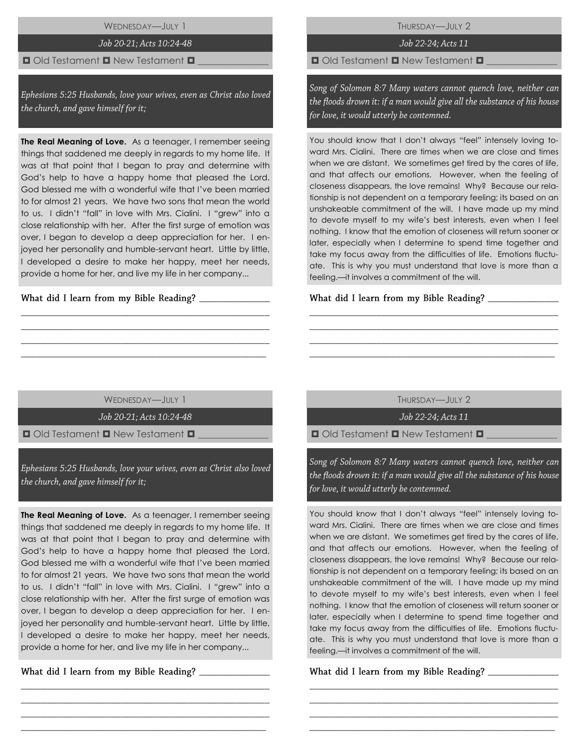Wednesday—July 1

*Job 20-21; Acts 10:24-48*

◘ Old Testament ◘ New Testament ◘ _______________

*Ephesians 5:25 Husbands, love your wives, even as Christ also loved the church, and gave himself for it;*

**The Real Meaning of Love.** As a teenager, I remember seeing things that saddened me deeply in regards to my home life. It was at that point that I began to pray and determine with God's help to have a happy home that pleased the Lord. God blessed me with a wonderful wife that I've been married to for almost 21 years. We have two sons that mean the world to us. I didn't "fall" in love with Mrs. Cialini. I "grew" into a close relationship with her. After the first surge of emotion was over, I began to develop a deep appreciation for her. I enjoyed her personality and humble-servant heart. Little by little, I developed a desire to make her happy, meet her needs, provide a home for her, and live my life in her company...

What did I learn from my Bible Reading? _______________

_______________________________________________________

_______________________________________________________

_______________________________________________________

_______________________________________________________

Thursday—July 2

*Job 22-24; Acts 11*

◘ Old Testament ◘ New Testament ◘ _______________

*Song of Solomon 8:7 Many waters cannot quench love, neither can the floods drown it: if a man would give all the substance of his house for love, it would utterly be contemned.*

You should know that I don't always "feel" intensely loving toward Mrs. Cialini. There are times when we are close and times when we are distant. We sometimes get tired by the cares of life, and that affects our emotions. However, when the feeling of closeness disappears, the love remains! Why? Because our relationship is not dependent on a temporary feeling; its based on an unshakeable commitment of the will. I have made up my mind to devote myself to my wife's best interests, even when I feel nothing. I know that the emotion of closeness will return sooner or later, especially when I determine to spend time together and take my focus away from the difficulties of life. Emotions fluctuate. This is why you must understand that love is more than a feeling.—it involves a commitment of the will.

What did I learn from my Bible Reading? _______________

_______________________________________________________

_______________________________________________________

_______________________________________________________

_______________________________________________________

Wednesday—July 1

*Job 20-21; Acts 10:24-48*

◘ Old Testament ◘ New Testament ◘ _______________

*Ephesians 5:25 Husbands, love your wives, even as Christ also loved the church, and gave himself for it;*

**The Real Meaning of Love.** As a teenager, I remember seeing things that saddened me deeply in regards to my home life. It was at that point that I began to pray and determine with God's help to have a happy home that pleased the Lord. God blessed me with a wonderful wife that I've been married to for almost 21 years. We have two sons that mean the world to us. I didn't "fall" in love with Mrs. Cialini. I "grew" into a close relationship with her. After the first surge of emotion was over, I began to develop a deep appreciation for her. I enjoyed her personality and humble-servant heart. Little by little, I developed a desire to make her happy, meet her needs, provide a home for her, and live my life in her company...

What did I learn from my Bible Reading? _______________

_______________________________________________________

_______________________________________________________

_______________________________________________________

_______________________________________________________

Thursday—July 2

*Job 22-24; Acts 11*

◘ Old Testament ◘ New Testament ◘ _______________

*Song of Solomon 8:7 Many waters cannot quench love, neither can the floods drown it: if a man would give all the substance of his house for love, it would utterly be contemned.*

You should know that I don't always "feel" intensely loving toward Mrs. Cialini. There are times when we are close and times when we are distant. We sometimes get tired by the cares of life, and that affects our emotions. However, when the feeling of closeness disappears, the love remains! Why? Because our relationship is not dependent on a temporary feeling; its based on an unshakeable commitment of the will. I have made up my mind to devote myself to my wife's best interests, even when I feel nothing. I know that the emotion of closeness will return sooner or later, especially when I determine to spend time together and take my focus away from the difficulties of life. Emotions fluctuate. This is why you must understand that love is more than a feeling.—it involves a commitment of the will.

What did I learn from my Bible Reading? _______________

_______________________________________________________

_______________________________________________________

_______________________________________________________

_______________________________________________________